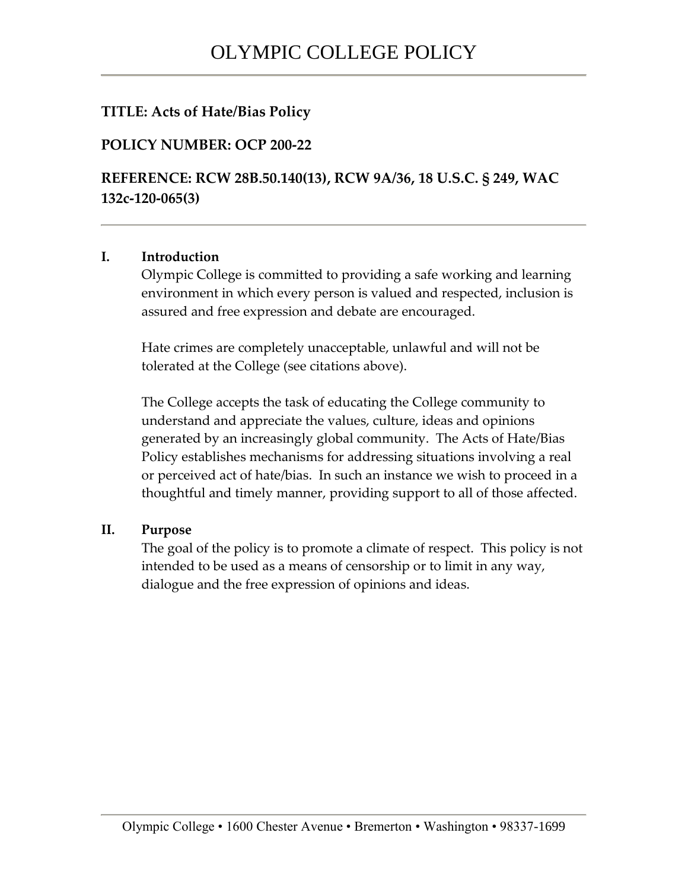# OLYMPIC COLLEGE POLICY

**TITLE: Acts of Hate/Bias Policy**

**POLICY NUMBER: OCP 200-22**

**REFERENCE: RCW 28B.50.140(13), RCW 9A/36, 18 U.S.C. § 249, WAC 132c-120-065(3)**

---

## I. Introduction

Olympic College is committed to providing a safe working and learning environment in which every person is valued and respected, inclusion is assured and free expression and debate are encouraged.

Hate crimes are completely unacceptable, unlawful and will not be tolerated at the College (see citations above).

The College accepts the task of educating the College community to understand and appreciate the values, culture, ideas and opinions generated by an increasingly global community. The Acts of Hate/Bias Policy establishes mechanisms for addressing situations involving a real or perceived act of hate/bias. In such an instance we wish to proceed in a thoughtful and timely manner, providing support to all of those affected.

## II. Purpose

The goal of the policy is to promote a climate of respect. This policy is not intended to be used as a means of censorship or to limit in any way, dialogue and the free expression of opinions and ideas.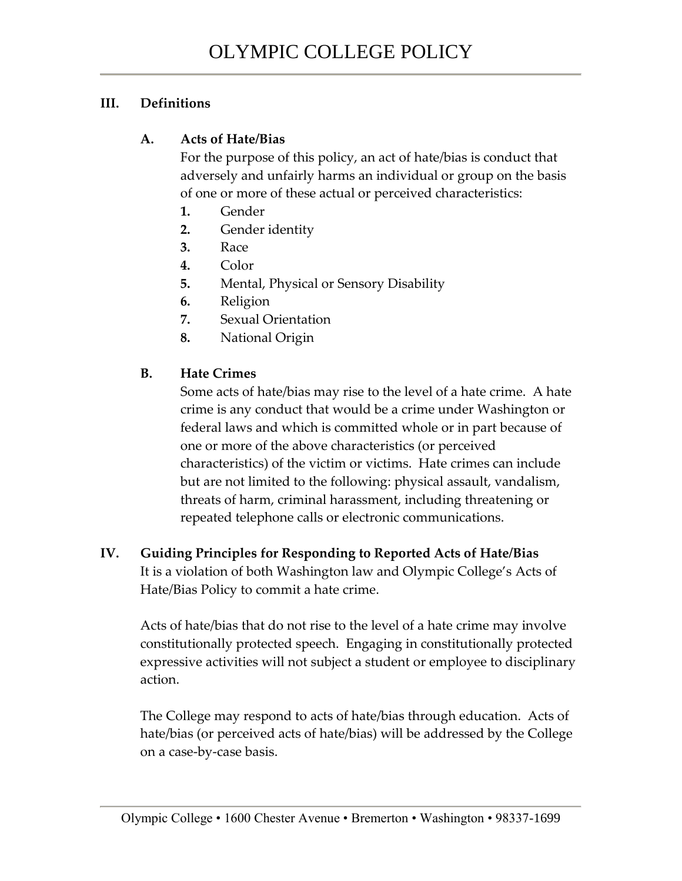## III. Definitions

### A. Acts of Hate/Bias

For the purpose of this policy, an act of hate/bias is conduct that adversely and unfairly harms an individual or group on the basis of one or more of these actual or perceived characteristics:

1. Gender
2. Gender identity
3. Race
4. Color
5. Mental, Physical or Sensory Disability
6. Religion
7. Sexual Orientation
8. National Origin

### B. Hate Crimes

Some acts of hate/bias may rise to the level of a hate crime. A hate crime is any conduct that would be a crime under Washington or federal laws and which is committed whole or in part because of one or more of the above characteristics (or perceived characteristics) of the victim or victims. Hate crimes can include but are not limited to the following: physical assault, vandalism, threats of harm, criminal harassment, including threatening or repeated telephone calls or electronic communications.

## IV. Guiding Principles for Responding to Reported Acts of Hate/Bias

It is a violation of both Washington law and Olympic College's Acts of Hate/Bias Policy to commit a hate crime.

Acts of hate/bias that do not rise to the level of a hate crime may involve constitutionally protected speech. Engaging in constitutionally protected expressive activities will not subject a student or employee to disciplinary action.

The College may respond to acts of hate/bias through education. Acts of hate/bias (or perceived acts of hate/bias) will be addressed by the College on a case-by-case basis.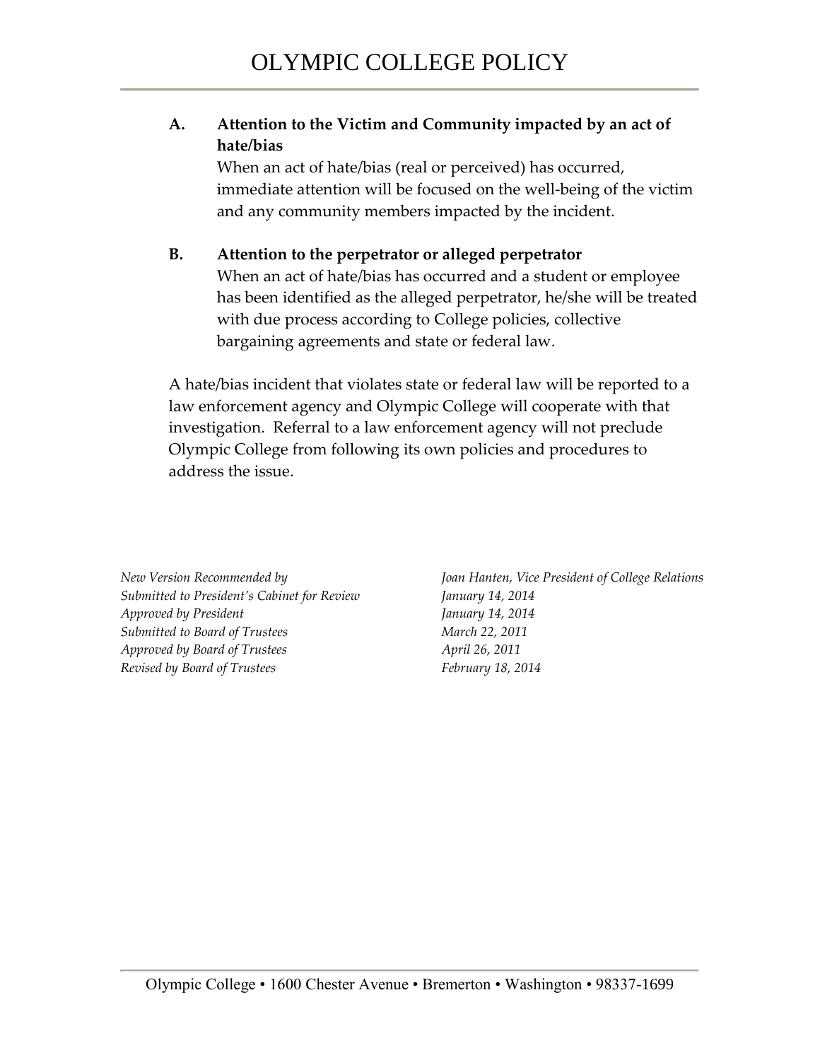**A. Attention to the Victim and Community impacted by an act of hate/bias**

When an act of hate/bias (real or perceived) has occurred, immediate attention will be focused on the well-being of the victim and any community members impacted by the incident.

**B. Attention to the perpetrator or alleged perpetrator**

When an act of hate/bias has occurred and a student or employee has been identified as the alleged perpetrator, he/she will be treated with due process according to College policies, collective bargaining agreements and state or federal law.

A hate/bias incident that violates state or federal law will be reported to a law enforcement agency and Olympic College will cooperate with that investigation. Referral to a law enforcement agency will not preclude Olympic College from following its own policies and procedures to address the issue.

| | |
|---|---|
| *New Version Recommended by* | *Joan Hanten, Vice President of College Relations* |
| *Submitted to President's Cabinet for Review* | *January 14, 2014* |
| *Approved by President* | *January 14, 2014* |
| *Submitted to Board of Trustees* | *March 22, 2011* |
| *Approved by Board of Trustees* | *April 26, 2011* |
| *Revised by Board of Trustees* | *February 18, 2014* |